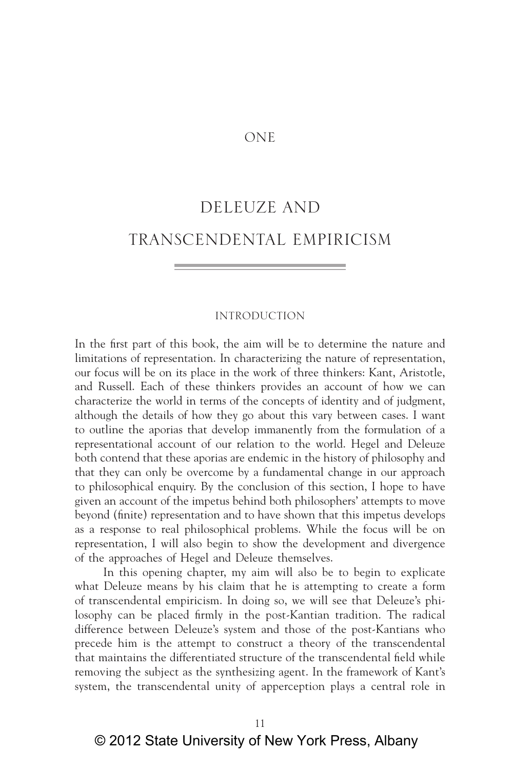# ONE

# DELEUZE AND TRANSCENDENTAL EMPIRICISM

## INTRODUCTION

In the first part of this book, the aim will be to determine the nature and limitations of representation. In characterizing the nature of representation, our focus will be on its place in the work of three thinkers: Kant, Aristotle, and Russell. Each of these thinkers provides an account of how we can characterize the world in terms of the concepts of identity and of judgment, although the details of how they go about this vary between cases. I want to outline the aporias that develop immanently from the formulation of a representational account of our relation to the world. Hegel and Deleuze both contend that these aporias are endemic in the history of philosophy and that they can only be overcome by a fundamental change in our approach to philosophical enquiry. By the conclusion of this section, I hope to have given an account of the impetus behind both philosophers' attempts to move beyond (finite) representation and to have shown that this impetus develops as a response to real philosophical problems. While the focus will be on representation, I will also begin to show the development and divergence of the approaches of Hegel and Deleuze themselves.

In this opening chapter, my aim will also be to begin to explicate what Deleuze means by his claim that he is attempting to create a form of transcendental empiricism. In doing so, we will see that Deleuze's philosophy can be placed firmly in the post-Kantian tradition. The radical difference between Deleuze's system and those of the post-Kantians who precede him is the attempt to construct a theory of the transcendental that maintains the differentiated structure of the transcendental field while removing the subject as the synthesizing agent. In the framework of Kant's system, the transcendental unity of apperception plays a central role in

© 2012 State University of New York Press, Albany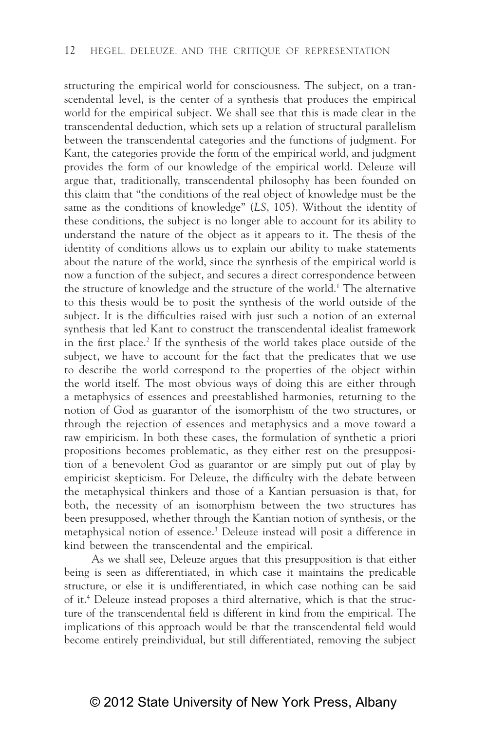structuring the empirical world for consciousness. The subject, on a transcendental level, is the center of a synthesis that produces the empirical world for the empirical subject. We shall see that this is made clear in the transcendental deduction, which sets up a relation of structural parallelism between the transcendental categories and the functions of judgment. For Kant, the categories provide the form of the empirical world, and judgment provides the form of our knowledge of the empirical world. Deleuze will argue that, traditionally, transcendental philosophy has been founded on this claim that "the conditions of the real object of knowledge must be the same as the conditions of knowledge" (*LS*, 105). Without the identity of these conditions, the subject is no longer able to account for its ability to understand the nature of the object as it appears to it. The thesis of the identity of conditions allows us to explain our ability to make statements about the nature of the world, since the synthesis of the empirical world is now a function of the subject, and secures a direct correspondence between the structure of knowledge and the structure of the world.[1] The alternative to this thesis would be to posit the synthesis of the world outside of the subject. It is the difficulties raised with just such a notion of an external synthesis that led Kant to construct the transcendental idealist framework in the first place.[2] If the synthesis of the world takes place outside of the subject, we have to account for the fact that the predicates that we use to describe the world correspond to the properties of the object within the world itself. The most obvious ways of doing this are either through a metaphysics of essences and preestablished harmonies, returning to the notion of God as guarantor of the isomorphism of the two structures, or through the rejection of essences and metaphysics and a move toward a raw empiricism. In both these cases, the formulation of synthetic a priori propositions becomes problematic, as they either rest on the presupposition of a benevolent God as guarantor or are simply put out of play by empiricist skepticism. For Deleuze, the difficulty with the debate between the metaphysical thinkers and those of a Kantian persuasion is that, for both, the necessity of an isomorphism between the two structures has been presupposed, whether through the Kantian notion of synthesis, or the metaphysical notion of essence.[3] Deleuze instead will posit a difference in kind between the transcendental and the empirical.

As we shall see, Deleuze argues that this presupposition is that either being is seen as differentiated, in which case it maintains the predicable structure, or else it is undifferentiated, in which case nothing can be said of it.[4] Deleuze instead proposes a third alternative, which is that the structure of the transcendental field is different in kind from the empirical. The implications of this approach would be that the transcendental field would become entirely preindividual, but still differentiated, removing the subject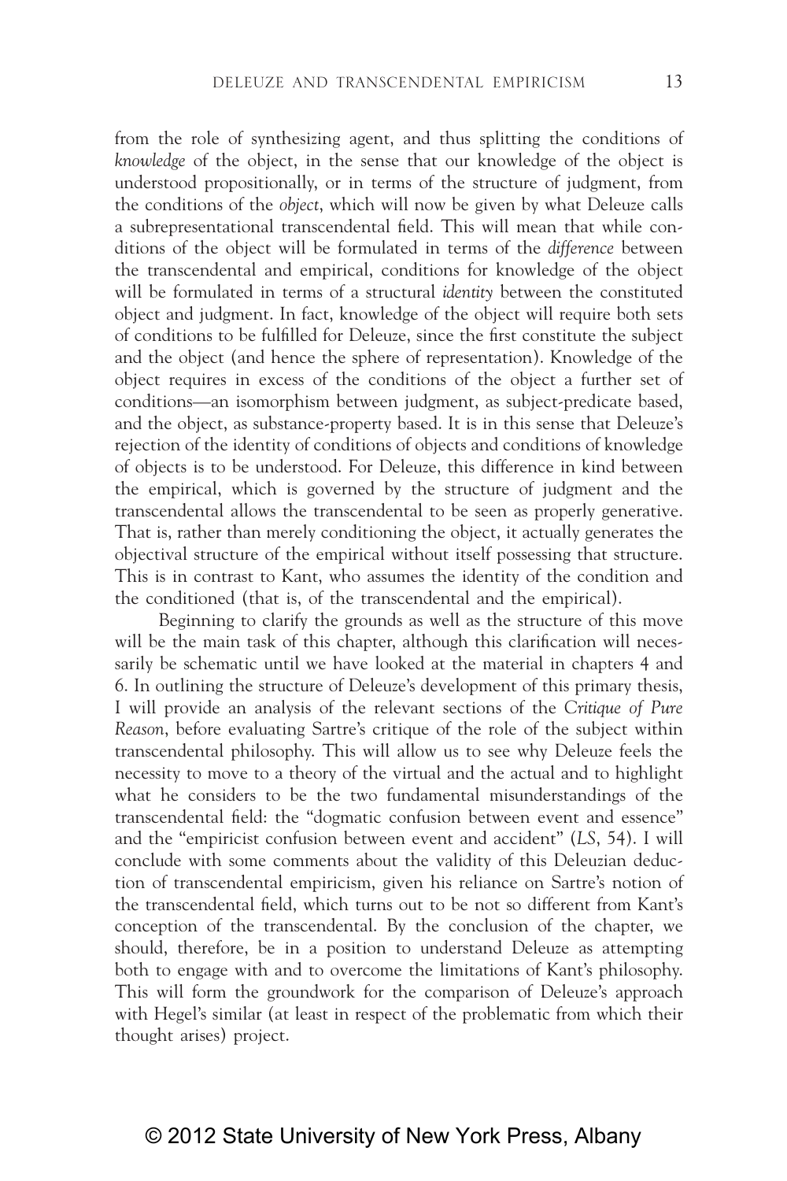from the role of synthesizing agent, and thus splitting the conditions of *knowledge* of the object, in the sense that our knowledge of the object is understood propositionally, or in terms of the structure of judgment, from the conditions of the *object*, which will now be given by what Deleuze calls a subrepresentational transcendental field. This will mean that while conditions of the object will be formulated in terms of the *difference* between the transcendental and empirical, conditions for knowledge of the object will be formulated in terms of a structural *identity* between the constituted object and judgment. In fact, knowledge of the object will require both sets of conditions to be fulfilled for Deleuze, since the first constitute the subject and the object (and hence the sphere of representation). Knowledge of the object requires in excess of the conditions of the object a further set of conditions—an isomorphism between judgment, as subject-predicate based, and the object, as substance-property based. It is in this sense that Deleuze's rejection of the identity of conditions of objects and conditions of knowledge of objects is to be understood. For Deleuze, this difference in kind between the empirical, which is governed by the structure of judgment and the transcendental allows the transcendental to be seen as properly generative. That is, rather than merely conditioning the object, it actually generates the objectival structure of the empirical without itself possessing that structure. This is in contrast to Kant, who assumes the identity of the condition and the conditioned (that is, of the transcendental and the empirical).

Beginning to clarify the grounds as well as the structure of this move will be the main task of this chapter, although this clarification will necessarily be schematic until we have looked at the material in chapters 4 and 6. In outlining the structure of Deleuze's development of this primary thesis, I will provide an analysis of the relevant sections of the *Critique of Pure Reason*, before evaluating Sartre's critique of the role of the subject within transcendental philosophy. This will allow us to see why Deleuze feels the necessity to move to a theory of the virtual and the actual and to highlight what he considers to be the two fundamental misunderstandings of the transcendental field: the "dogmatic confusion between event and essence" and the "empiricist confusion between event and accident" (*LS*, 54). I will conclude with some comments about the validity of this Deleuzian deduction of transcendental empiricism, given his reliance on Sartre's notion of the transcendental field, which turns out to be not so different from Kant's conception of the transcendental. By the conclusion of the chapter, we should, therefore, be in a position to understand Deleuze as attempting both to engage with and to overcome the limitations of Kant's philosophy. This will form the groundwork for the comparison of Deleuze's approach with Hegel's similar (at least in respect of the problematic from which their thought arises) project.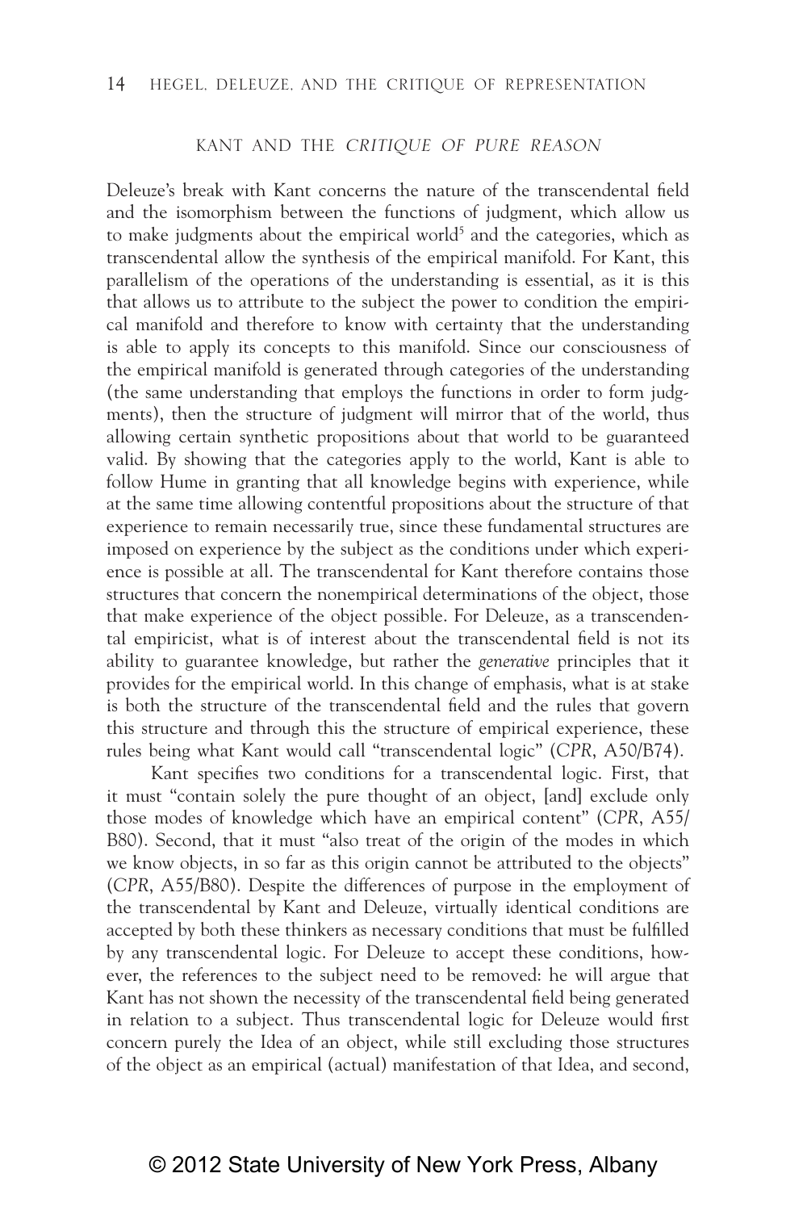## KANT AND THE *CRITIQUE OF PURE REASON*

Deleuze's break with Kant concerns the nature of the transcendental field and the isomorphism between the functions of judgment, which allow us to make judgments about the empirical world[5] and the categories, which as transcendental allow the synthesis of the empirical manifold. For Kant, this parallelism of the operations of the understanding is essential, as it is this that allows us to attribute to the subject the power to condition the empirical manifold and therefore to know with certainty that the understanding is able to apply its concepts to this manifold. Since our consciousness of the empirical manifold is generated through categories of the understanding (the same understanding that employs the functions in order to form judgments), then the structure of judgment will mirror that of the world, thus allowing certain synthetic propositions about that world to be guaranteed valid. By showing that the categories apply to the world, Kant is able to follow Hume in granting that all knowledge begins with experience, while at the same time allowing contentful propositions about the structure of that experience to remain necessarily true, since these fundamental structures are imposed on experience by the subject as the conditions under which experience is possible at all. The transcendental for Kant therefore contains those structures that concern the nonempirical determinations of the object, those that make experience of the object possible. For Deleuze, as a transcendental empiricist, what is of interest about the transcendental field is not its ability to guarantee knowledge, but rather the *generative* principles that it provides for the empirical world. In this change of emphasis, what is at stake is both the structure of the transcendental field and the rules that govern this structure and through this the structure of empirical experience, these rules being what Kant would call "transcendental logic" (*CPR*, A50/B74).

Kant specifies two conditions for a transcendental logic. First, that it must "contain solely the pure thought of an object, [and] exclude only those modes of knowledge which have an empirical content" (*CPR*, A55/B80). Second, that it must "also treat of the origin of the modes in which we know objects, in so far as this origin cannot be attributed to the objects" (*CPR*, A55/B80). Despite the differences of purpose in the employment of the transcendental by Kant and Deleuze, virtually identical conditions are accepted by both these thinkers as necessary conditions that must be fulfilled by any transcendental logic. For Deleuze to accept these conditions, however, the references to the subject need to be removed: he will argue that Kant has not shown the necessity of the transcendental field being generated in relation to a subject. Thus transcendental logic for Deleuze would first concern purely the Idea of an object, while still excluding those structures of the object as an empirical (actual) manifestation of that Idea, and second,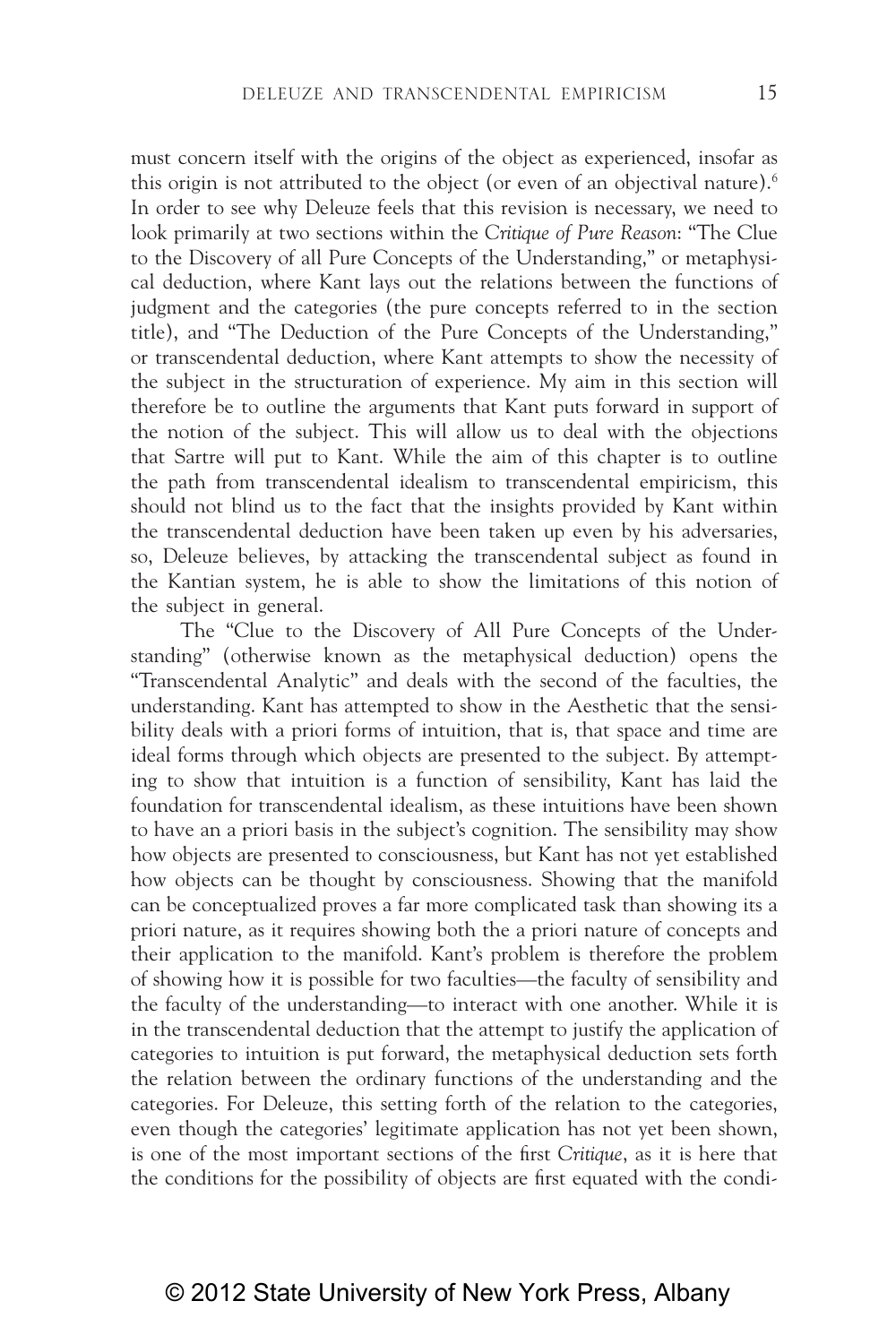must concern itself with the origins of the object as experienced, insofar as this origin is not attributed to the object (or even of an objectival nature).[6] In order to see why Deleuze feels that this revision is necessary, we need to look primarily at two sections within the *Critique of Pure Reason*: "The Clue to the Discovery of all Pure Concepts of the Understanding," or metaphysical deduction, where Kant lays out the relations between the functions of judgment and the categories (the pure concepts referred to in the section title), and "The Deduction of the Pure Concepts of the Understanding," or transcendental deduction, where Kant attempts to show the necessity of the subject in the structuration of experience. My aim in this section will therefore be to outline the arguments that Kant puts forward in support of the notion of the subject. This will allow us to deal with the objections that Sartre will put to Kant. While the aim of this chapter is to outline the path from transcendental idealism to transcendental empiricism, this should not blind us to the fact that the insights provided by Kant within the transcendental deduction have been taken up even by his adversaries, so, Deleuze believes, by attacking the transcendental subject as found in the Kantian system, he is able to show the limitations of this notion of the subject in general.

The "Clue to the Discovery of All Pure Concepts of the Understanding" (otherwise known as the metaphysical deduction) opens the "Transcendental Analytic" and deals with the second of the faculties, the understanding. Kant has attempted to show in the Aesthetic that the sensibility deals with a priori forms of intuition, that is, that space and time are ideal forms through which objects are presented to the subject. By attempting to show that intuition is a function of sensibility, Kant has laid the foundation for transcendental idealism, as these intuitions have been shown to have an a priori basis in the subject's cognition. The sensibility may show how objects are presented to consciousness, but Kant has not yet established how objects can be thought by consciousness. Showing that the manifold can be conceptualized proves a far more complicated task than showing its a priori nature, as it requires showing both the a priori nature of concepts and their application to the manifold. Kant's problem is therefore the problem of showing how it is possible for two faculties—the faculty of sensibility and the faculty of the understanding—to interact with one another. While it is in the transcendental deduction that the attempt to justify the application of categories to intuition is put forward, the metaphysical deduction sets forth the relation between the ordinary functions of the understanding and the categories. For Deleuze, this setting forth of the relation to the categories, even though the categories' legitimate application has not yet been shown, is one of the most important sections of the first *Critique*, as it is here that the conditions for the possibility of objects are first equated with the condi-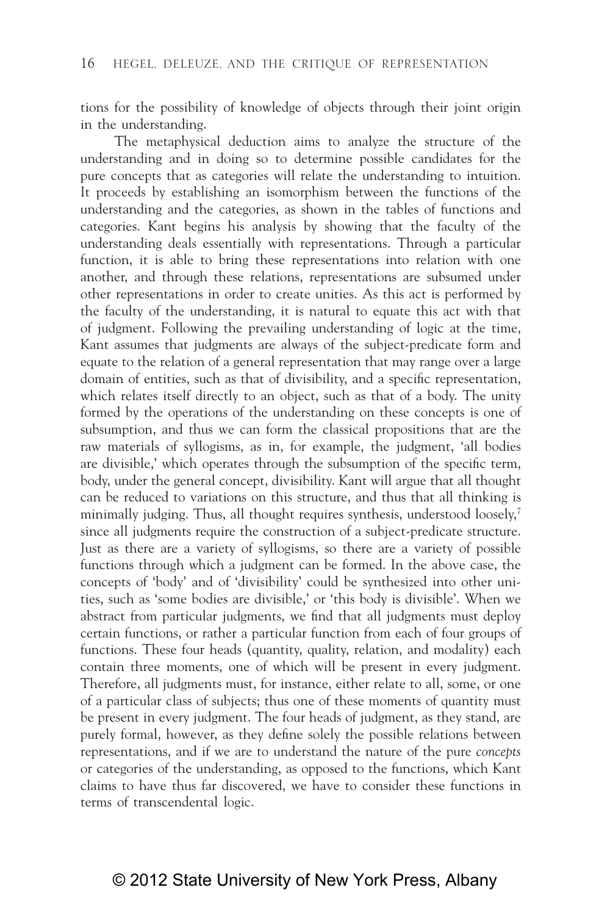tions for the possibility of knowledge of objects through their joint origin in the understanding.

The metaphysical deduction aims to analyze the structure of the understanding and in doing so to determine possible candidates for the pure concepts that as categories will relate the understanding to intuition. It proceeds by establishing an isomorphism between the functions of the understanding and the categories, as shown in the tables of functions and categories. Kant begins his analysis by showing that the faculty of the understanding deals essentially with representations. Through a particular function, it is able to bring these representations into relation with one another, and through these relations, representations are subsumed under other representations in order to create unities. As this act is performed by the faculty of the understanding, it is natural to equate this act with that of judgment. Following the prevailing understanding of logic at the time, Kant assumes that judgments are always of the subject-predicate form and equate to the relation of a general representation that may range over a large domain of entities, such as that of divisibility, and a specific representation, which relates itself directly to an object, such as that of a body. The unity formed by the operations of the understanding on these concepts is one of subsumption, and thus we can form the classical propositions that are the raw materials of syllogisms, as in, for example, the judgment, 'all bodies are divisible,' which operates through the subsumption of the specific term, body, under the general concept, divisibility. Kant will argue that all thought can be reduced to variations on this structure, and thus that all thinking is minimally judging. Thus, all thought requires synthesis, understood loosely,[7] since all judgments require the construction of a subject-predicate structure. Just as there are a variety of syllogisms, so there are a variety of possible functions through which a judgment can be formed. In the above case, the concepts of 'body' and of 'divisibility' could be synthesized into other unities, such as 'some bodies are divisible,' or 'this body is divisible'. When we abstract from particular judgments, we find that all judgments must deploy certain functions, or rather a particular function from each of four groups of functions. These four heads (quantity, quality, relation, and modality) each contain three moments, one of which will be present in every judgment. Therefore, all judgments must, for instance, either relate to all, some, or one of a particular class of subjects; thus one of these moments of quantity must be present in every judgment. The four heads of judgment, as they stand, are purely formal, however, as they define solely the possible relations between representations, and if we are to understand the nature of the pure *concepts* or categories of the understanding, as opposed to the functions, which Kant claims to have thus far discovered, we have to consider these functions in terms of transcendental logic.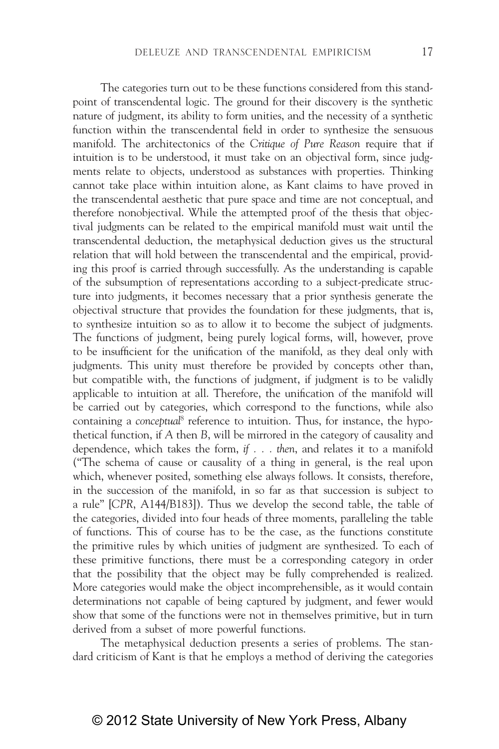The categories turn out to be these functions considered from this standpoint of transcendental logic. The ground for their discovery is the synthetic nature of judgment, its ability to form unities, and the necessity of a synthetic function within the transcendental field in order to synthesize the sensuous manifold. The architectonics of the *Critique of Pure Reason* require that if intuition is to be understood, it must take on an objectival form, since judgments relate to objects, understood as substances with properties. Thinking cannot take place within intuition alone, as Kant claims to have proved in the transcendental aesthetic that pure space and time are not conceptual, and therefore nonobjectival. While the attempted proof of the thesis that objectival judgments can be related to the empirical manifold must wait until the transcendental deduction, the metaphysical deduction gives us the structural relation that will hold between the transcendental and the empirical, providing this proof is carried through successfully. As the understanding is capable of the subsumption of representations according to a subject-predicate structure into judgments, it becomes necessary that a prior synthesis generate the objectival structure that provides the foundation for these judgments, that is, to synthesize intuition so as to allow it to become the subject of judgments. The functions of judgment, being purely logical forms, will, however, prove to be insufficient for the unification of the manifold, as they deal only with judgments. This unity must therefore be provided by concepts other than, but compatible with, the functions of judgment, if judgment is to be validly applicable to intuition at all. Therefore, the unification of the manifold will be carried out by categories, which correspond to the functions, while also containing a *conceptual*[8] reference to intuition. Thus, for instance, the hypothetical function, if *A* then *B*, will be mirrored in the category of causality and dependence, which takes the form, *if . . . then*, and relates it to a manifold ("The schema of cause or causality of a thing in general, is the real upon which, whenever posited, something else always follows. It consists, therefore, in the succession of the manifold, in so far as that succession is subject to a rule" [*CPR*, A144/B183]). Thus we develop the second table, the table of the categories, divided into four heads of three moments, paralleling the table of functions. This of course has to be the case, as the functions constitute the primitive rules by which unities of judgment are synthesized. To each of these primitive functions, there must be a corresponding category in order that the possibility that the object may be fully comprehended is realized. More categories would make the object incomprehensible, as it would contain determinations not capable of being captured by judgment, and fewer would show that some of the functions were not in themselves primitive, but in turn derived from a subset of more powerful functions.

The metaphysical deduction presents a series of problems. The standard criticism of Kant is that he employs a method of deriving the categories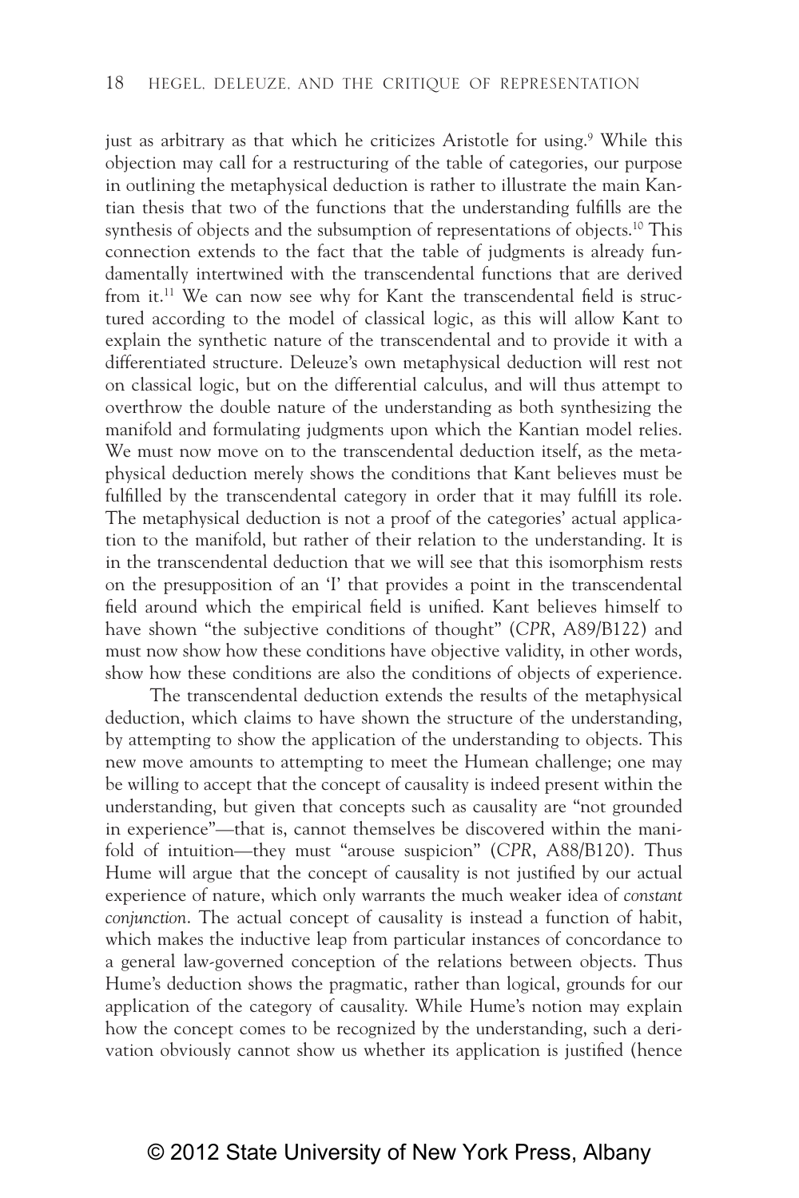just as arbitrary as that which he criticizes Aristotle for using.[9] While this objection may call for a restructuring of the table of categories, our purpose in outlining the metaphysical deduction is rather to illustrate the main Kantian thesis that two of the functions that the understanding fulfills are the synthesis of objects and the subsumption of representations of objects.[10] This connection extends to the fact that the table of judgments is already fundamentally intertwined with the transcendental functions that are derived from it.[11] We can now see why for Kant the transcendental field is structured according to the model of classical logic, as this will allow Kant to explain the synthetic nature of the transcendental and to provide it with a differentiated structure. Deleuze's own metaphysical deduction will rest not on classical logic, but on the differential calculus, and will thus attempt to overthrow the double nature of the understanding as both synthesizing the manifold and formulating judgments upon which the Kantian model relies. We must now move on to the transcendental deduction itself, as the metaphysical deduction merely shows the conditions that Kant believes must be fulfilled by the transcendental category in order that it may fulfill its role. The metaphysical deduction is not a proof of the categories' actual application to the manifold, but rather of their relation to the understanding. It is in the transcendental deduction that we will see that this isomorphism rests on the presupposition of an 'I' that provides a point in the transcendental field around which the empirical field is unified. Kant believes himself to have shown "the subjective conditions of thought" (*CPR*, A89/B122) and must now show how these conditions have objective validity, in other words, show how these conditions are also the conditions of objects of experience.

The transcendental deduction extends the results of the metaphysical deduction, which claims to have shown the structure of the understanding, by attempting to show the application of the understanding to objects. This new move amounts to attempting to meet the Humean challenge; one may be willing to accept that the concept of causality is indeed present within the understanding, but given that concepts such as causality are "not grounded in experience"—that is, cannot themselves be discovered within the manifold of intuition—they must "arouse suspicion" (*CPR*, A88/B120). Thus Hume will argue that the concept of causality is not justified by our actual experience of nature, which only warrants the much weaker idea of *constant conjunction*. The actual concept of causality is instead a function of habit, which makes the inductive leap from particular instances of concordance to a general law-governed conception of the relations between objects. Thus Hume's deduction shows the pragmatic, rather than logical, grounds for our application of the category of causality. While Hume's notion may explain how the concept comes to be recognized by the understanding, such a derivation obviously cannot show us whether its application is justified (hence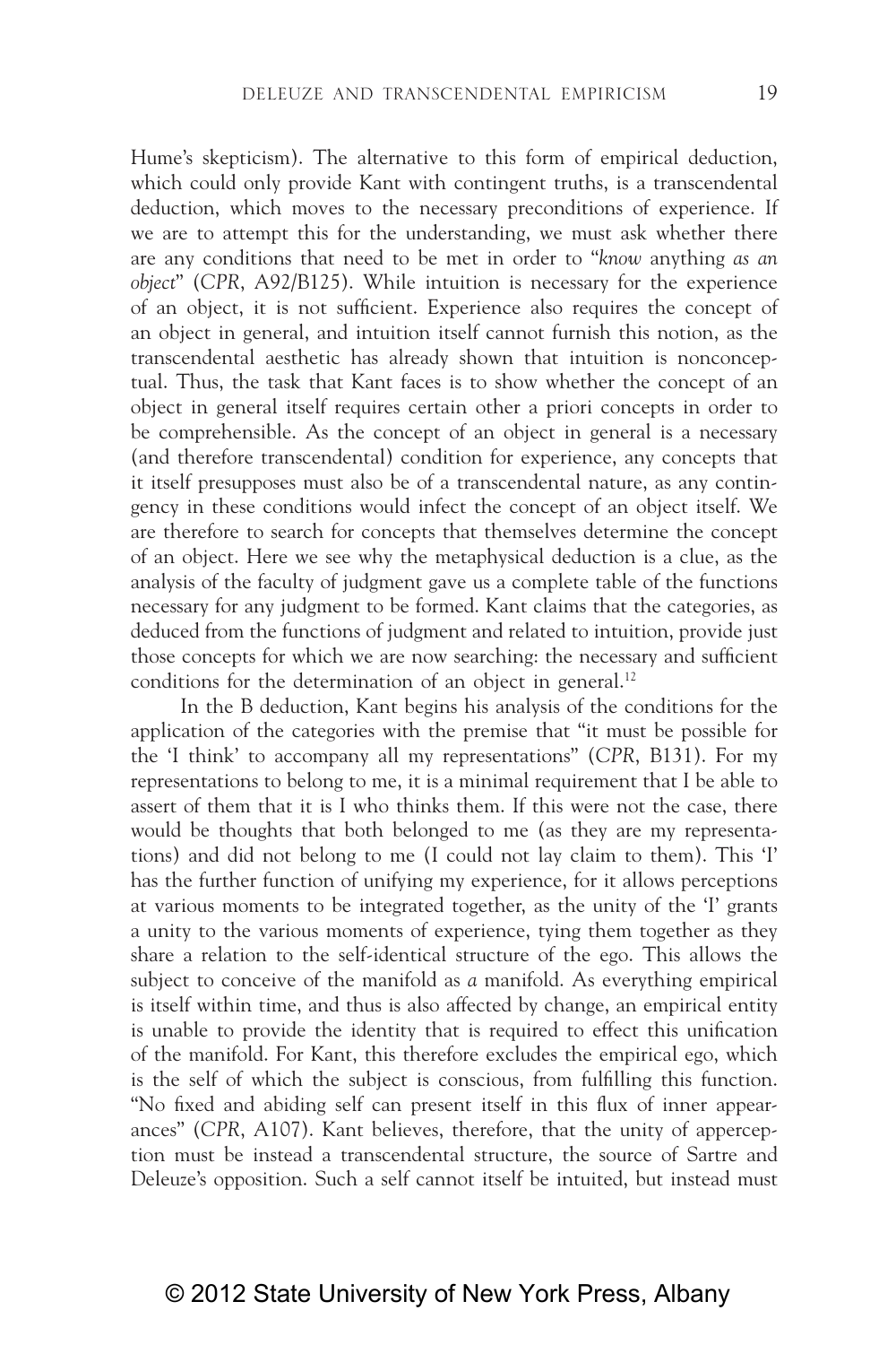Hume's skepticism). The alternative to this form of empirical deduction, which could only provide Kant with contingent truths, is a transcendental deduction, which moves to the necessary preconditions of experience. If we are to attempt this for the understanding, we must ask whether there are any conditions that need to be met in order to "*know* anything *as an object*" (*CPR*, A92/B125). While intuition is necessary for the experience of an object, it is not sufficient. Experience also requires the concept of an object in general, and intuition itself cannot furnish this notion, as the transcendental aesthetic has already shown that intuition is nonconceptual. Thus, the task that Kant faces is to show whether the concept of an object in general itself requires certain other a priori concepts in order to be comprehensible. As the concept of an object in general is a necessary (and therefore transcendental) condition for experience, any concepts that it itself presupposes must also be of a transcendental nature, as any contingency in these conditions would infect the concept of an object itself. We are therefore to search for concepts that themselves determine the concept of an object. Here we see why the metaphysical deduction is a clue, as the analysis of the faculty of judgment gave us a complete table of the functions necessary for any judgment to be formed. Kant claims that the categories, as deduced from the functions of judgment and related to intuition, provide just those concepts for which we are now searching: the necessary and sufficient conditions for the determination of an object in general.[12]

In the B deduction, Kant begins his analysis of the conditions for the application of the categories with the premise that "it must be possible for the 'I think' to accompany all my representations" (*CPR*, B131). For my representations to belong to me, it is a minimal requirement that I be able to assert of them that it is I who thinks them. If this were not the case, there would be thoughts that both belonged to me (as they are my representations) and did not belong to me (I could not lay claim to them). This 'I' has the further function of unifying my experience, for it allows perceptions at various moments to be integrated together, as the unity of the 'I' grants a unity to the various moments of experience, tying them together as they share a relation to the self-identical structure of the ego. This allows the subject to conceive of the manifold as *a* manifold. As everything empirical is itself within time, and thus is also affected by change, an empirical entity is unable to provide the identity that is required to effect this unification of the manifold. For Kant, this therefore excludes the empirical ego, which is the self of which the subject is conscious, from fulfilling this function. "No fixed and abiding self can present itself in this flux of inner appearances" (*CPR*, A107). Kant believes, therefore, that the unity of apperception must be instead a transcendental structure, the source of Sartre and Deleuze's opposition. Such a self cannot itself be intuited, but instead must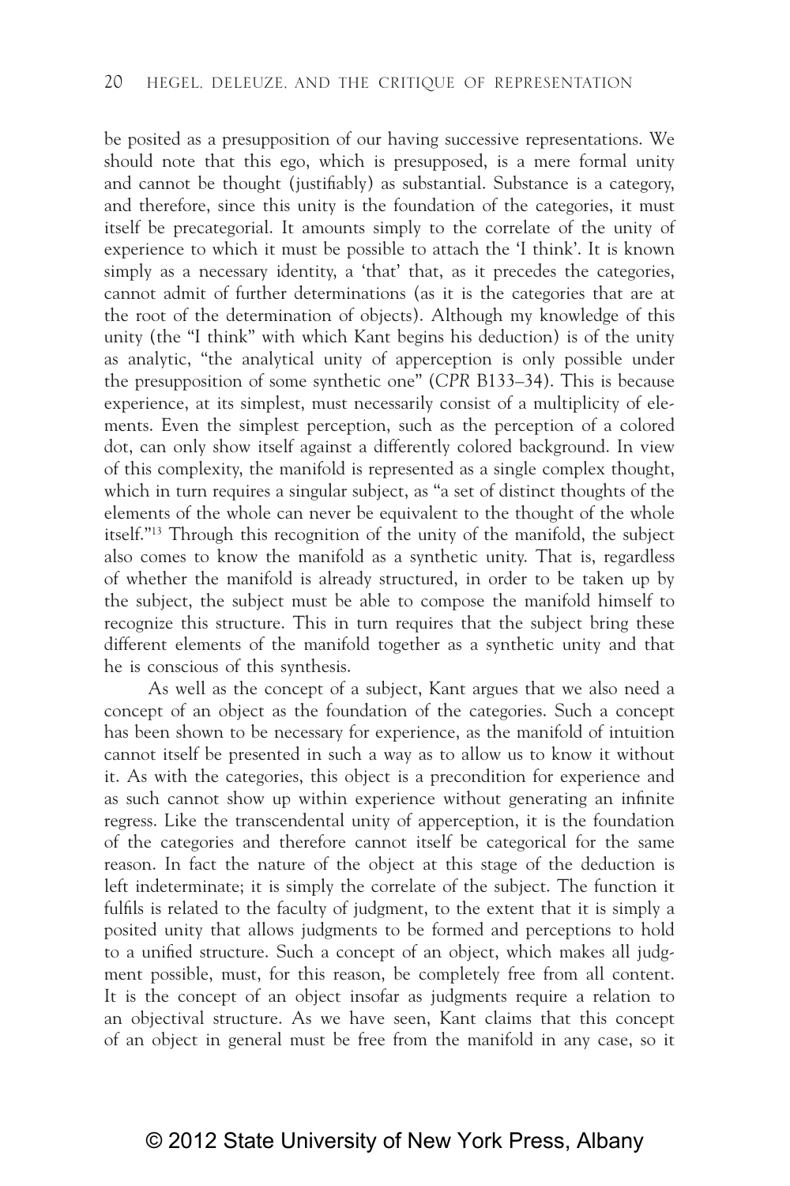be posited as a presupposition of our having successive representations. We should note that this ego, which is presupposed, is a mere formal unity and cannot be thought (justifiably) as substantial. Substance is a category, and therefore, since this unity is the foundation of the categories, it must itself be precategorial. It amounts simply to the correlate of the unity of experience to which it must be possible to attach the 'I think'. It is known simply as a necessary identity, a 'that' that, as it precedes the categories, cannot admit of further determinations (as it is the categories that are at the root of the determination of objects). Although my knowledge of this unity (the "I think" with which Kant begins his deduction) is of the unity as analytic, "the analytical unity of apperception is only possible under the presupposition of some synthetic one" (*CPR* B133–34). This is because experience, at its simplest, must necessarily consist of a multiplicity of elements. Even the simplest perception, such as the perception of a colored dot, can only show itself against a differently colored background. In view of this complexity, the manifold is represented as a single complex thought, which in turn requires a singular subject, as "a set of distinct thoughts of the elements of the whole can never be equivalent to the thought of the whole itself."[13] Through this recognition of the unity of the manifold, the subject also comes to know the manifold as a synthetic unity. That is, regardless of whether the manifold is already structured, in order to be taken up by the subject, the subject must be able to compose the manifold himself to recognize this structure. This in turn requires that the subject bring these different elements of the manifold together as a synthetic unity and that he is conscious of this synthesis.

As well as the concept of a subject, Kant argues that we also need a concept of an object as the foundation of the categories. Such a concept has been shown to be necessary for experience, as the manifold of intuition cannot itself be presented in such a way as to allow us to know it without it. As with the categories, this object is a precondition for experience and as such cannot show up within experience without generating an infinite regress. Like the transcendental unity of apperception, it is the foundation of the categories and therefore cannot itself be categorical for the same reason. In fact the nature of the object at this stage of the deduction is left indeterminate; it is simply the correlate of the subject. The function it fulfils is related to the faculty of judgment, to the extent that it is simply a posited unity that allows judgments to be formed and perceptions to hold to a unified structure. Such a concept of an object, which makes all judgment possible, must, for this reason, be completely free from all content. It is the concept of an object insofar as judgments require a relation to an objectival structure. As we have seen, Kant claims that this concept of an object in general must be free from the manifold in any case, so it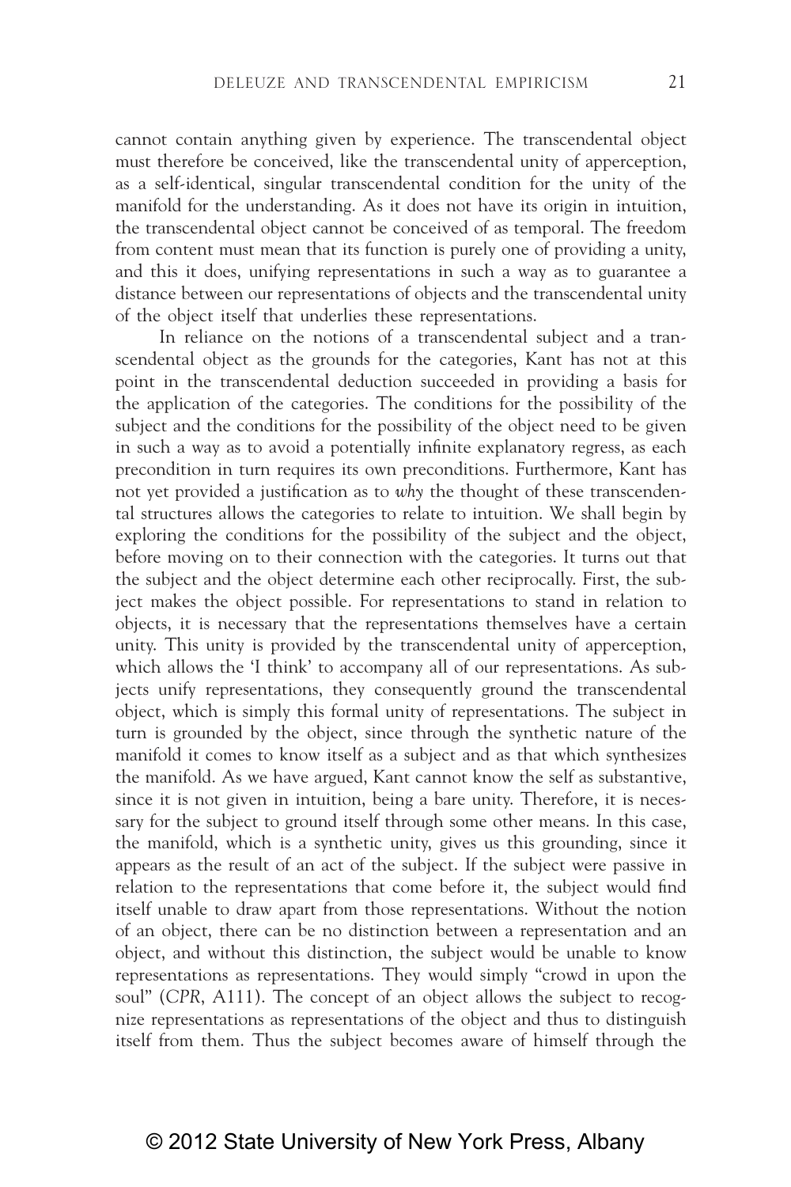cannot contain anything given by experience. The transcendental object must therefore be conceived, like the transcendental unity of apperception, as a self-identical, singular transcendental condition for the unity of the manifold for the understanding. As it does not have its origin in intuition, the transcendental object cannot be conceived of as temporal. The freedom from content must mean that its function is purely one of providing a unity, and this it does, unifying representations in such a way as to guarantee a distance between our representations of objects and the transcendental unity of the object itself that underlies these representations.

In reliance on the notions of a transcendental subject and a transcendental object as the grounds for the categories, Kant has not at this point in the transcendental deduction succeeded in providing a basis for the application of the categories. The conditions for the possibility of the subject and the conditions for the possibility of the object need to be given in such a way as to avoid a potentially infinite explanatory regress, as each precondition in turn requires its own preconditions. Furthermore, Kant has not yet provided a justification as to *why* the thought of these transcendental structures allows the categories to relate to intuition. We shall begin by exploring the conditions for the possibility of the subject and the object, before moving on to their connection with the categories. It turns out that the subject and the object determine each other reciprocally. First, the subject makes the object possible. For representations to stand in relation to objects, it is necessary that the representations themselves have a certain unity. This unity is provided by the transcendental unity of apperception, which allows the 'I think' to accompany all of our representations. As subjects unify representations, they consequently ground the transcendental object, which is simply this formal unity of representations. The subject in turn is grounded by the object, since through the synthetic nature of the manifold it comes to know itself as a subject and as that which synthesizes the manifold. As we have argued, Kant cannot know the self as substantive, since it is not given in intuition, being a bare unity. Therefore, it is necessary for the subject to ground itself through some other means. In this case, the manifold, which is a synthetic unity, gives us this grounding, since it appears as the result of an act of the subject. If the subject were passive in relation to the representations that come before it, the subject would find itself unable to draw apart from those representations. Without the notion of an object, there can be no distinction between a representation and an object, and without this distinction, the subject would be unable to know representations as representations. They would simply "crowd in upon the soul" (*CPR*, A111). The concept of an object allows the subject to recognize representations as representations of the object and thus to distinguish itself from them. Thus the subject becomes aware of himself through the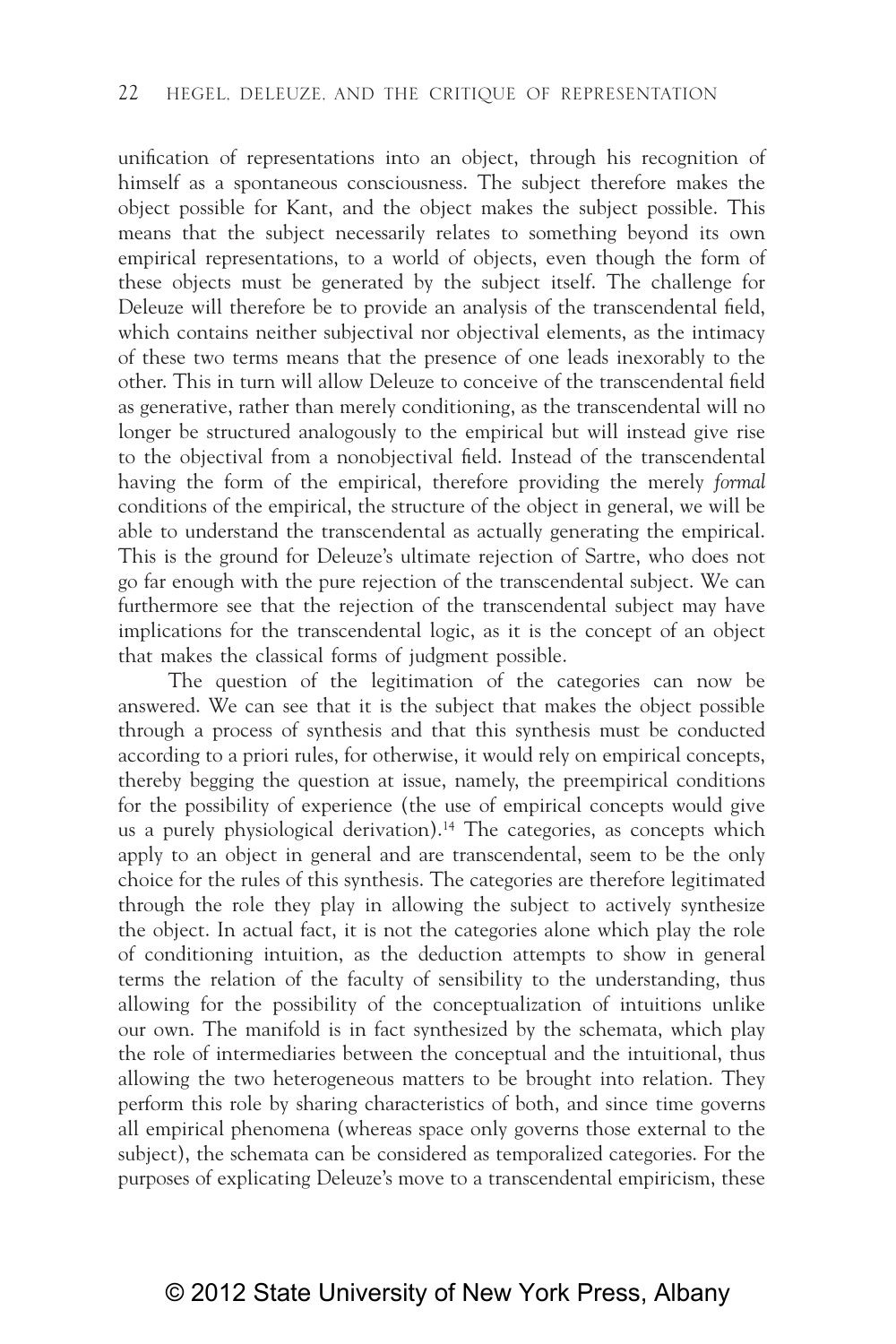unification of representations into an object, through his recognition of himself as a spontaneous consciousness. The subject therefore makes the object possible for Kant, and the object makes the subject possible. This means that the subject necessarily relates to something beyond its own empirical representations, to a world of objects, even though the form of these objects must be generated by the subject itself. The challenge for Deleuze will therefore be to provide an analysis of the transcendental field, which contains neither subjectival nor objectival elements, as the intimacy of these two terms means that the presence of one leads inexorably to the other. This in turn will allow Deleuze to conceive of the transcendental field as generative, rather than merely conditioning, as the transcendental will no longer be structured analogously to the empirical but will instead give rise to the objectival from a nonobjectival field. Instead of the transcendental having the form of the empirical, therefore providing the merely *formal* conditions of the empirical, the structure of the object in general, we will be able to understand the transcendental as actually generating the empirical. This is the ground for Deleuze's ultimate rejection of Sartre, who does not go far enough with the pure rejection of the transcendental subject. We can furthermore see that the rejection of the transcendental subject may have implications for the transcendental logic, as it is the concept of an object that makes the classical forms of judgment possible.

The question of the legitimation of the categories can now be answered. We can see that it is the subject that makes the object possible through a process of synthesis and that this synthesis must be conducted according to a priori rules, for otherwise, it would rely on empirical concepts, thereby begging the question at issue, namely, the preempirical conditions for the possibility of experience (the use of empirical concepts would give us a purely physiological derivation).[14] The categories, as concepts which apply to an object in general and are transcendental, seem to be the only choice for the rules of this synthesis. The categories are therefore legitimated through the role they play in allowing the subject to actively synthesize the object. In actual fact, it is not the categories alone which play the role of conditioning intuition, as the deduction attempts to show in general terms the relation of the faculty of sensibility to the understanding, thus allowing for the possibility of the conceptualization of intuitions unlike our own. The manifold is in fact synthesized by the schemata, which play the role of intermediaries between the conceptual and the intuitional, thus allowing the two heterogeneous matters to be brought into relation. They perform this role by sharing characteristics of both, and since time governs all empirical phenomena (whereas space only governs those external to the subject), the schemata can be considered as temporalized categories. For the purposes of explicating Deleuze's move to a transcendental empiricism, these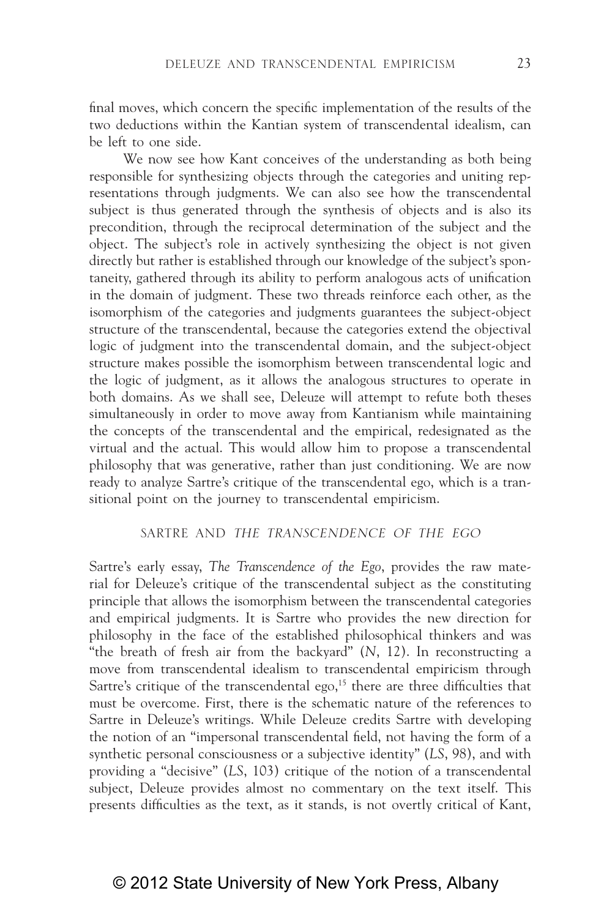final moves, which concern the specific implementation of the results of the two deductions within the Kantian system of transcendental idealism, can be left to one side.

We now see how Kant conceives of the understanding as both being responsible for synthesizing objects through the categories and uniting representations through judgments. We can also see how the transcendental subject is thus generated through the synthesis of objects and is also its precondition, through the reciprocal determination of the subject and the object. The subject's role in actively synthesizing the object is not given directly but rather is established through our knowledge of the subject's spontaneity, gathered through its ability to perform analogous acts of unification in the domain of judgment. These two threads reinforce each other, as the isomorphism of the categories and judgments guarantees the subject-object structure of the transcendental, because the categories extend the objectival logic of judgment into the transcendental domain, and the subject-object structure makes possible the isomorphism between transcendental logic and the logic of judgment, as it allows the analogous structures to operate in both domains. As we shall see, Deleuze will attempt to refute both theses simultaneously in order to move away from Kantianism while maintaining the concepts of the transcendental and the empirical, redesignated as the virtual and the actual. This would allow him to propose a transcendental philosophy that was generative, rather than just conditioning. We are now ready to analyze Sartre's critique of the transcendental ego, which is a transitional point on the journey to transcendental empiricism.

## SARTRE AND *THE TRANSCENDENCE OF THE EGO*

Sartre's early essay, *The Transcendence of the Ego*, provides the raw material for Deleuze's critique of the transcendental subject as the constituting principle that allows the isomorphism between the transcendental categories and empirical judgments. It is Sartre who provides the new direction for philosophy in the face of the established philosophical thinkers and was "the breath of fresh air from the backyard" (*N*, 12). In reconstructing a move from transcendental idealism to transcendental empiricism through Sartre's critique of the transcendental ego,[15] there are three difficulties that must be overcome. First, there is the schematic nature of the references to Sartre in Deleuze's writings. While Deleuze credits Sartre with developing the notion of an "impersonal transcendental field, not having the form of a synthetic personal consciousness or a subjective identity" (*LS*, 98), and with providing a "decisive" (*LS*, 103) critique of the notion of a transcendental subject, Deleuze provides almost no commentary on the text itself. This presents difficulties as the text, as it stands, is not overtly critical of Kant,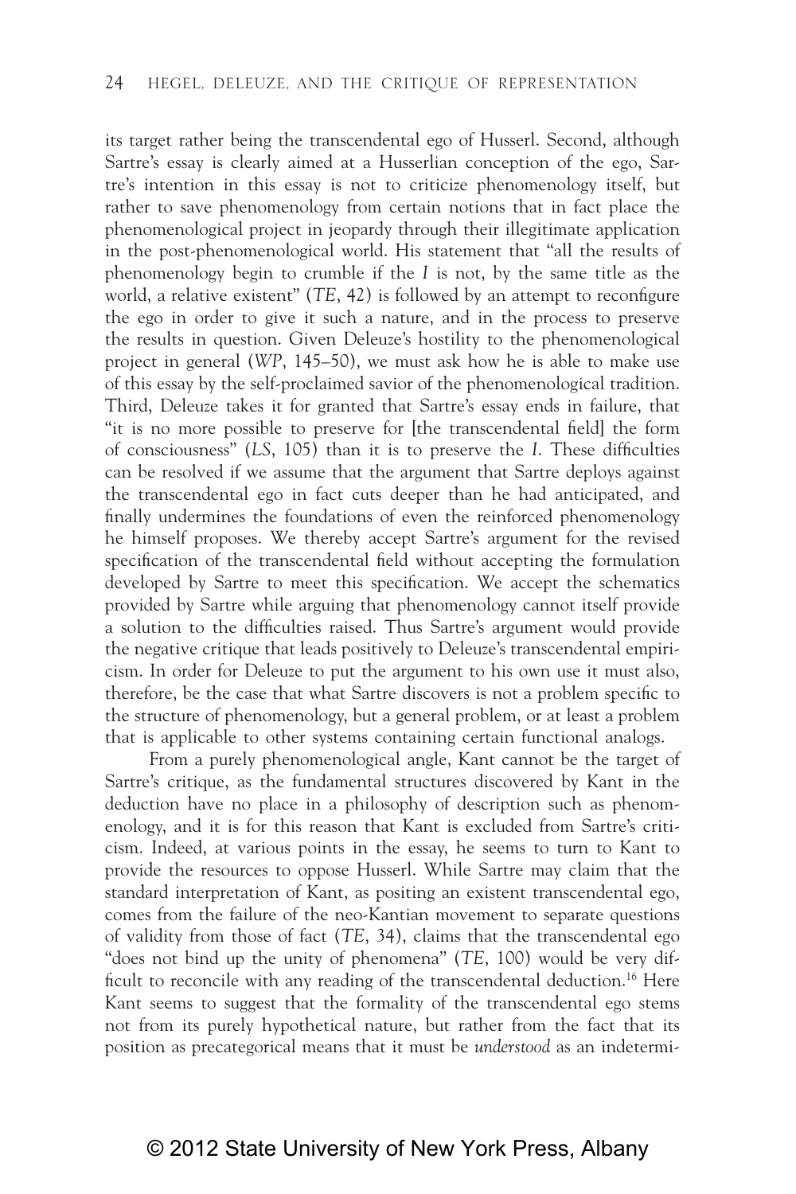its target rather being the transcendental ego of Husserl. Second, although Sartre's essay is clearly aimed at a Husserlian conception of the ego, Sartre's intention in this essay is not to criticize phenomenology itself, but rather to save phenomenology from certain notions that in fact place the phenomenological project in jeopardy through their illegitimate application in the post-phenomenological world. His statement that "all the results of phenomenology begin to crumble if the *I* is not, by the same title as the world, a relative existent" (*TE*, 42) is followed by an attempt to reconfigure the ego in order to give it such a nature, and in the process to preserve the results in question. Given Deleuze's hostility to the phenomenological project in general (*WP*, 145–50), we must ask how he is able to make use of this essay by the self-proclaimed savior of the phenomenological tradition. Third, Deleuze takes it for granted that Sartre's essay ends in failure, that "it is no more possible to preserve for [the transcendental field] the form of consciousness" (*LS*, 105) than it is to preserve the *I*. These difficulties can be resolved if we assume that the argument that Sartre deploys against the transcendental ego in fact cuts deeper than he had anticipated, and finally undermines the foundations of even the reinforced phenomenology he himself proposes. We thereby accept Sartre's argument for the revised specification of the transcendental field without accepting the formulation developed by Sartre to meet this specification. We accept the schematics provided by Sartre while arguing that phenomenology cannot itself provide a solution to the difficulties raised. Thus Sartre's argument would provide the negative critique that leads positively to Deleuze's transcendental empiricism. In order for Deleuze to put the argument to his own use it must also, therefore, be the case that what Sartre discovers is not a problem specific to the structure of phenomenology, but a general problem, or at least a problem that is applicable to other systems containing certain functional analogs.

From a purely phenomenological angle, Kant cannot be the target of Sartre's critique, as the fundamental structures discovered by Kant in the deduction have no place in a philosophy of description such as phenomenology, and it is for this reason that Kant is excluded from Sartre's criticism. Indeed, at various points in the essay, he seems to turn to Kant to provide the resources to oppose Husserl. While Sartre may claim that the standard interpretation of Kant, as positing an existent transcendental ego, comes from the failure of the neo-Kantian movement to separate questions of validity from those of fact (*TE*, 34), claims that the transcendental ego "does not bind up the unity of phenomena" (*TE*, 100) would be very difficult to reconcile with any reading of the transcendental deduction.[16] Here Kant seems to suggest that the formality of the transcendental ego stems not from its purely hypothetical nature, but rather from the fact that its position as precategorical means that it must be *understood* as an indetermi-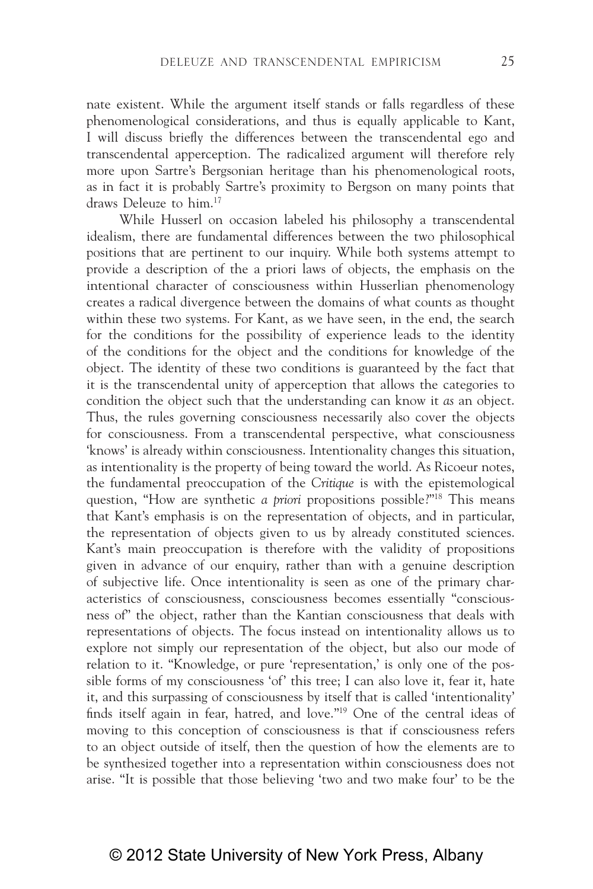nate existent. While the argument itself stands or falls regardless of these phenomenological considerations, and thus is equally applicable to Kant, I will discuss briefly the differences between the transcendental ego and transcendental apperception. The radicalized argument will therefore rely more upon Sartre's Bergsonian heritage than his phenomenological roots, as in fact it is probably Sartre's proximity to Bergson on many points that draws Deleuze to him.[17]

While Husserl on occasion labeled his philosophy a transcendental idealism, there are fundamental differences between the two philosophical positions that are pertinent to our inquiry. While both systems attempt to provide a description of the a priori laws of objects, the emphasis on the intentional character of consciousness within Husserlian phenomenology creates a radical divergence between the domains of what counts as thought within these two systems. For Kant, as we have seen, in the end, the search for the conditions for the possibility of experience leads to the identity of the conditions for the object and the conditions for knowledge of the object. The identity of these two conditions is guaranteed by the fact that it is the transcendental unity of apperception that allows the categories to condition the object such that the understanding can know it *as* an object. Thus, the rules governing consciousness necessarily also cover the objects for consciousness. From a transcendental perspective, what consciousness 'knows' is already within consciousness. Intentionality changes this situation, as intentionality is the property of being toward the world. As Ricoeur notes, the fundamental preoccupation of the *Critique* is with the epistemological question, "How are synthetic *a priori* propositions possible?"[18] This means that Kant's emphasis is on the representation of objects, and in particular, the representation of objects given to us by already constituted sciences. Kant's main preoccupation is therefore with the validity of propositions given in advance of our enquiry, rather than with a genuine description of subjective life. Once intentionality is seen as one of the primary characteristics of consciousness, consciousness becomes essentially "consciousness of" the object, rather than the Kantian consciousness that deals with representations of objects. The focus instead on intentionality allows us to explore not simply our representation of the object, but also our mode of relation to it. "Knowledge, or pure 'representation,' is only one of the possible forms of my consciousness 'of' this tree; I can also love it, fear it, hate it, and this surpassing of consciousness by itself that is called 'intentionality' finds itself again in fear, hatred, and love."[19] One of the central ideas of moving to this conception of consciousness is that if consciousness refers to an object outside of itself, then the question of how the elements are to be synthesized together into a representation within consciousness does not arise. "It is possible that those believing 'two and two make four' to be the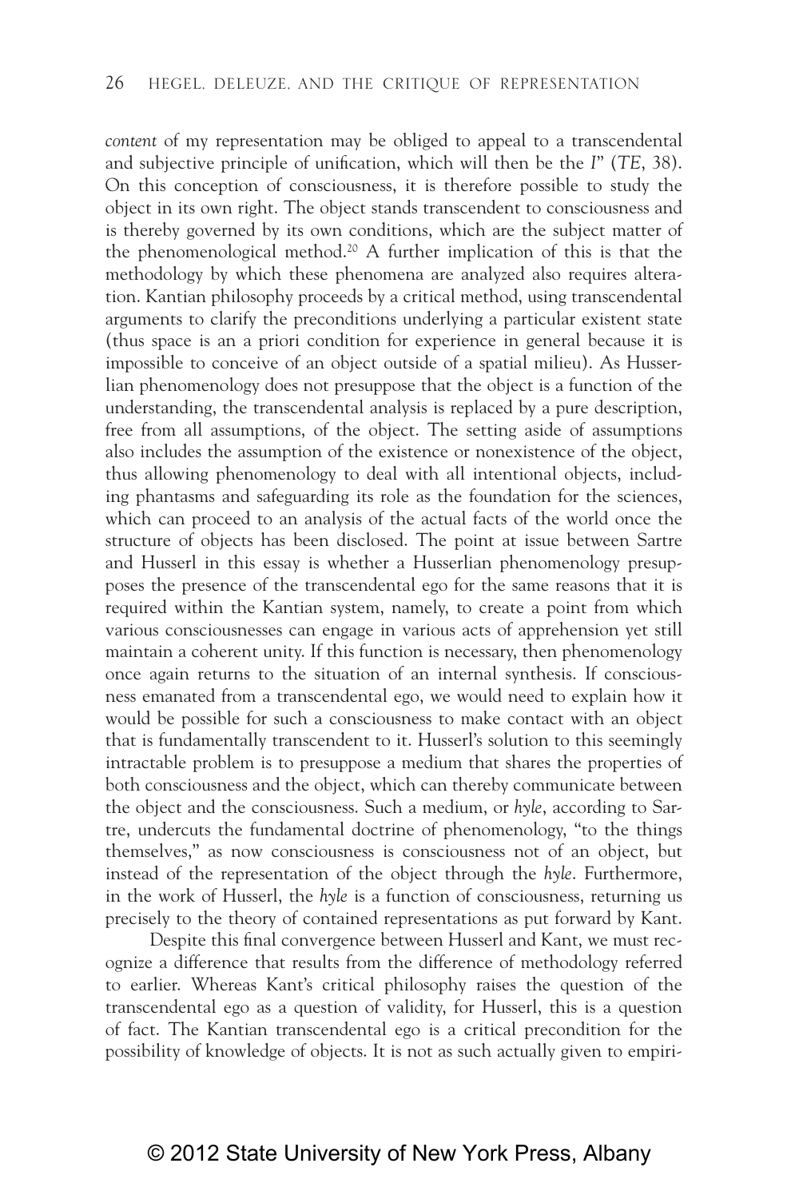*content* of my representation may be obliged to appeal to a transcendental and subjective principle of unification, which will then be the *I*" (*TE*, 38). On this conception of consciousness, it is therefore possible to study the object in its own right. The object stands transcendent to consciousness and is thereby governed by its own conditions, which are the subject matter of the phenomenological method.[20] A further implication of this is that the methodology by which these phenomena are analyzed also requires alteration. Kantian philosophy proceeds by a critical method, using transcendental arguments to clarify the preconditions underlying a particular existent state (thus space is an a priori condition for experience in general because it is impossible to conceive of an object outside of a spatial milieu). As Husserlian phenomenology does not presuppose that the object is a function of the understanding, the transcendental analysis is replaced by a pure description, free from all assumptions, of the object. The setting aside of assumptions also includes the assumption of the existence or nonexistence of the object, thus allowing phenomenology to deal with all intentional objects, including phantasms and safeguarding its role as the foundation for the sciences, which can proceed to an analysis of the actual facts of the world once the structure of objects has been disclosed. The point at issue between Sartre and Husserl in this essay is whether a Husserlian phenomenology presupposes the presence of the transcendental ego for the same reasons that it is required within the Kantian system, namely, to create a point from which various consciousnesses can engage in various acts of apprehension yet still maintain a coherent unity. If this function is necessary, then phenomenology once again returns to the situation of an internal synthesis. If consciousness emanated from a transcendental ego, we would need to explain how it would be possible for such a consciousness to make contact with an object that is fundamentally transcendent to it. Husserl's solution to this seemingly intractable problem is to presuppose a medium that shares the properties of both consciousness and the object, which can thereby communicate between the object and the consciousness. Such a medium, or *hyle*, according to Sartre, undercuts the fundamental doctrine of phenomenology, "to the things themselves," as now consciousness is consciousness not of an object, but instead of the representation of the object through the *hyle*. Furthermore, in the work of Husserl, the *hyle* is a function of consciousness, returning us precisely to the theory of contained representations as put forward by Kant.

Despite this final convergence between Husserl and Kant, we must recognize a difference that results from the difference of methodology referred to earlier. Whereas Kant's critical philosophy raises the question of the transcendental ego as a question of validity, for Husserl, this is a question of fact. The Kantian transcendental ego is a critical precondition for the possibility of knowledge of objects. It is not as such actually given to empiri-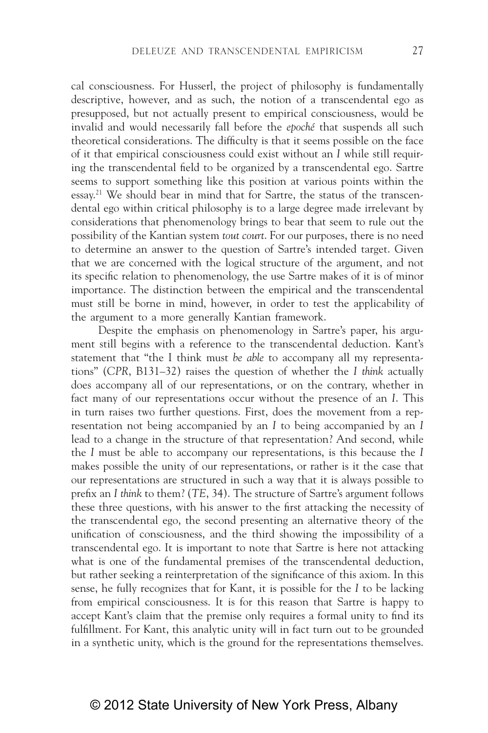cal consciousness. For Husserl, the project of philosophy is fundamentally descriptive, however, and as such, the notion of a transcendental ego as presupposed, but not actually present to empirical consciousness, would be invalid and would necessarily fall before the *epoché* that suspends all such theoretical considerations. The difficulty is that it seems possible on the face of it that empirical consciousness could exist without an *I* while still requiring the transcendental field to be organized by a transcendental ego. Sartre seems to support something like this position at various points within the essay.[21] We should bear in mind that for Sartre, the status of the transcendental ego within critical philosophy is to a large degree made irrelevant by considerations that phenomenology brings to bear that seem to rule out the possibility of the Kantian system *tout court*. For our purposes, there is no need to determine an answer to the question of Sartre's intended target. Given that we are concerned with the logical structure of the argument, and not its specific relation to phenomenology, the use Sartre makes of it is of minor importance. The distinction between the empirical and the transcendental must still be borne in mind, however, in order to test the applicability of the argument to a more generally Kantian framework.

Despite the emphasis on phenomenology in Sartre's paper, his argument still begins with a reference to the transcendental deduction. Kant's statement that "the I think must *be able* to accompany all my representations" (*CPR*, B131–32) raises the question of whether the *I think* actually does accompany all of our representations, or on the contrary, whether in fact many of our representations occur without the presence of an *I*. This in turn raises two further questions. First, does the movement from a representation not being accompanied by an *I* to being accompanied by an *I* lead to a change in the structure of that representation? And second, while the *I* must be able to accompany our representations, is this because the *I* makes possible the unity of our representations, or rather is it the case that our representations are structured in such a way that it is always possible to prefix an *I think* to them? (*TE*, 34). The structure of Sartre's argument follows these three questions, with his answer to the first attacking the necessity of the transcendental ego, the second presenting an alternative theory of the unification of consciousness, and the third showing the impossibility of a transcendental ego. It is important to note that Sartre is here not attacking what is one of the fundamental premises of the transcendental deduction, but rather seeking a reinterpretation of the significance of this axiom. In this sense, he fully recognizes that for Kant, it is possible for the *I* to be lacking from empirical consciousness. It is for this reason that Sartre is happy to accept Kant's claim that the premise only requires a formal unity to find its fulfillment. For Kant, this analytic unity will in fact turn out to be grounded in a synthetic unity, which is the ground for the representations themselves.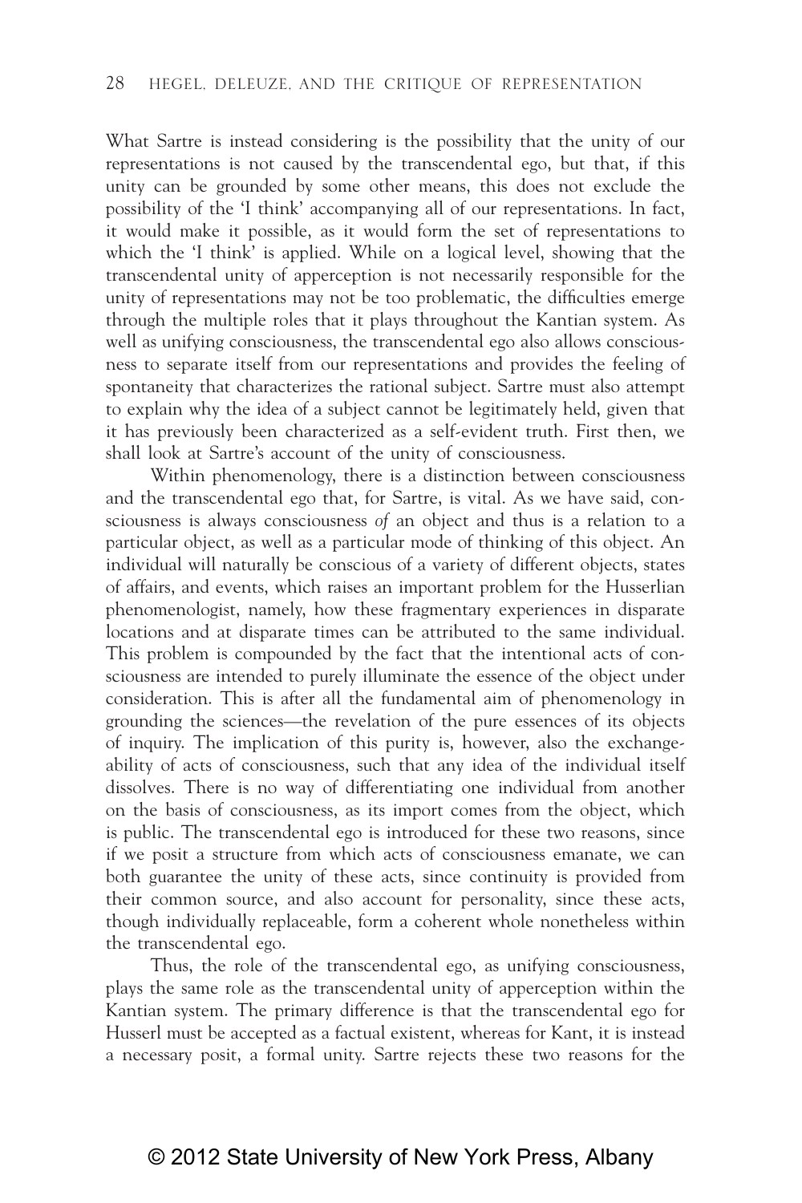What Sartre is instead considering is the possibility that the unity of our representations is not caused by the transcendental ego, but that, if this unity can be grounded by some other means, this does not exclude the possibility of the 'I think' accompanying all of our representations. In fact, it would make it possible, as it would form the set of representations to which the 'I think' is applied. While on a logical level, showing that the transcendental unity of apperception is not necessarily responsible for the unity of representations may not be too problematic, the difficulties emerge through the multiple roles that it plays throughout the Kantian system. As well as unifying consciousness, the transcendental ego also allows consciousness to separate itself from our representations and provides the feeling of spontaneity that characterizes the rational subject. Sartre must also attempt to explain why the idea of a subject cannot be legitimately held, given that it has previously been characterized as a self-evident truth. First then, we shall look at Sartre's account of the unity of consciousness.

Within phenomenology, there is a distinction between consciousness and the transcendental ego that, for Sartre, is vital. As we have said, consciousness is always consciousness *of* an object and thus is a relation to a particular object, as well as a particular mode of thinking of this object. An individual will naturally be conscious of a variety of different objects, states of affairs, and events, which raises an important problem for the Husserlian phenomenologist, namely, how these fragmentary experiences in disparate locations and at disparate times can be attributed to the same individual. This problem is compounded by the fact that the intentional acts of consciousness are intended to purely illuminate the essence of the object under consideration. This is after all the fundamental aim of phenomenology in grounding the sciences—the revelation of the pure essences of its objects of inquiry. The implication of this purity is, however, also the exchangeability of acts of consciousness, such that any idea of the individual itself dissolves. There is no way of differentiating one individual from another on the basis of consciousness, as its import comes from the object, which is public. The transcendental ego is introduced for these two reasons, since if we posit a structure from which acts of consciousness emanate, we can both guarantee the unity of these acts, since continuity is provided from their common source, and also account for personality, since these acts, though individually replaceable, form a coherent whole nonetheless within the transcendental ego.

Thus, the role of the transcendental ego, as unifying consciousness, plays the same role as the transcendental unity of apperception within the Kantian system. The primary difference is that the transcendental ego for Husserl must be accepted as a factual existent, whereas for Kant, it is instead a necessary posit, a formal unity. Sartre rejects these two reasons for the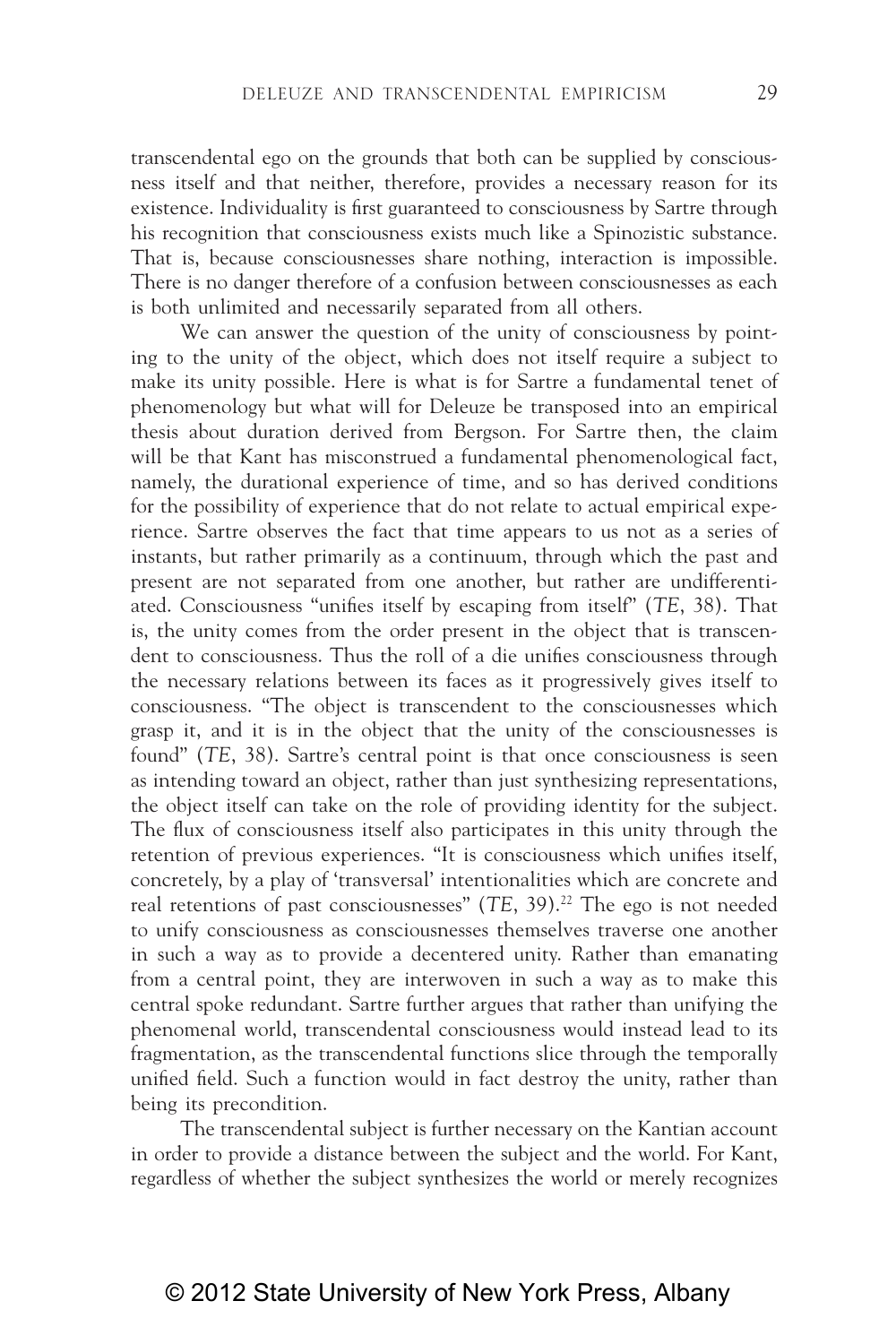transcendental ego on the grounds that both can be supplied by consciousness itself and that neither, therefore, provides a necessary reason for its existence. Individuality is first guaranteed to consciousness by Sartre through his recognition that consciousness exists much like a Spinozistic substance. That is, because consciousnesses share nothing, interaction is impossible. There is no danger therefore of a confusion between consciousnesses as each is both unlimited and necessarily separated from all others.

We can answer the question of the unity of consciousness by pointing to the unity of the object, which does not itself require a subject to make its unity possible. Here is what is for Sartre a fundamental tenet of phenomenology but what will for Deleuze be transposed into an empirical thesis about duration derived from Bergson. For Sartre then, the claim will be that Kant has misconstrued a fundamental phenomenological fact, namely, the durational experience of time, and so has derived conditions for the possibility of experience that do not relate to actual empirical experience. Sartre observes the fact that time appears to us not as a series of instants, but rather primarily as a continuum, through which the past and present are not separated from one another, but rather are undifferentiated. Consciousness "unifies itself by escaping from itself" (*TE*, 38). That is, the unity comes from the order present in the object that is transcendent to consciousness. Thus the roll of a die unifies consciousness through the necessary relations between its faces as it progressively gives itself to consciousness. "The object is transcendent to the consciousnesses which grasp it, and it is in the object that the unity of the consciousnesses is found" (*TE*, 38). Sartre's central point is that once consciousness is seen as intending toward an object, rather than just synthesizing representations, the object itself can take on the role of providing identity for the subject. The flux of consciousness itself also participates in this unity through the retention of previous experiences. "It is consciousness which unifies itself, concretely, by a play of 'transversal' intentionalities which are concrete and real retentions of past consciousnesses" (*TE*, 39).[22] The ego is not needed to unify consciousness as consciousnesses themselves traverse one another in such a way as to provide a decentered unity. Rather than emanating from a central point, they are interwoven in such a way as to make this central spoke redundant. Sartre further argues that rather than unifying the phenomenal world, transcendental consciousness would instead lead to its fragmentation, as the transcendental functions slice through the temporally unified field. Such a function would in fact destroy the unity, rather than being its precondition.

The transcendental subject is further necessary on the Kantian account in order to provide a distance between the subject and the world. For Kant, regardless of whether the subject synthesizes the world or merely recognizes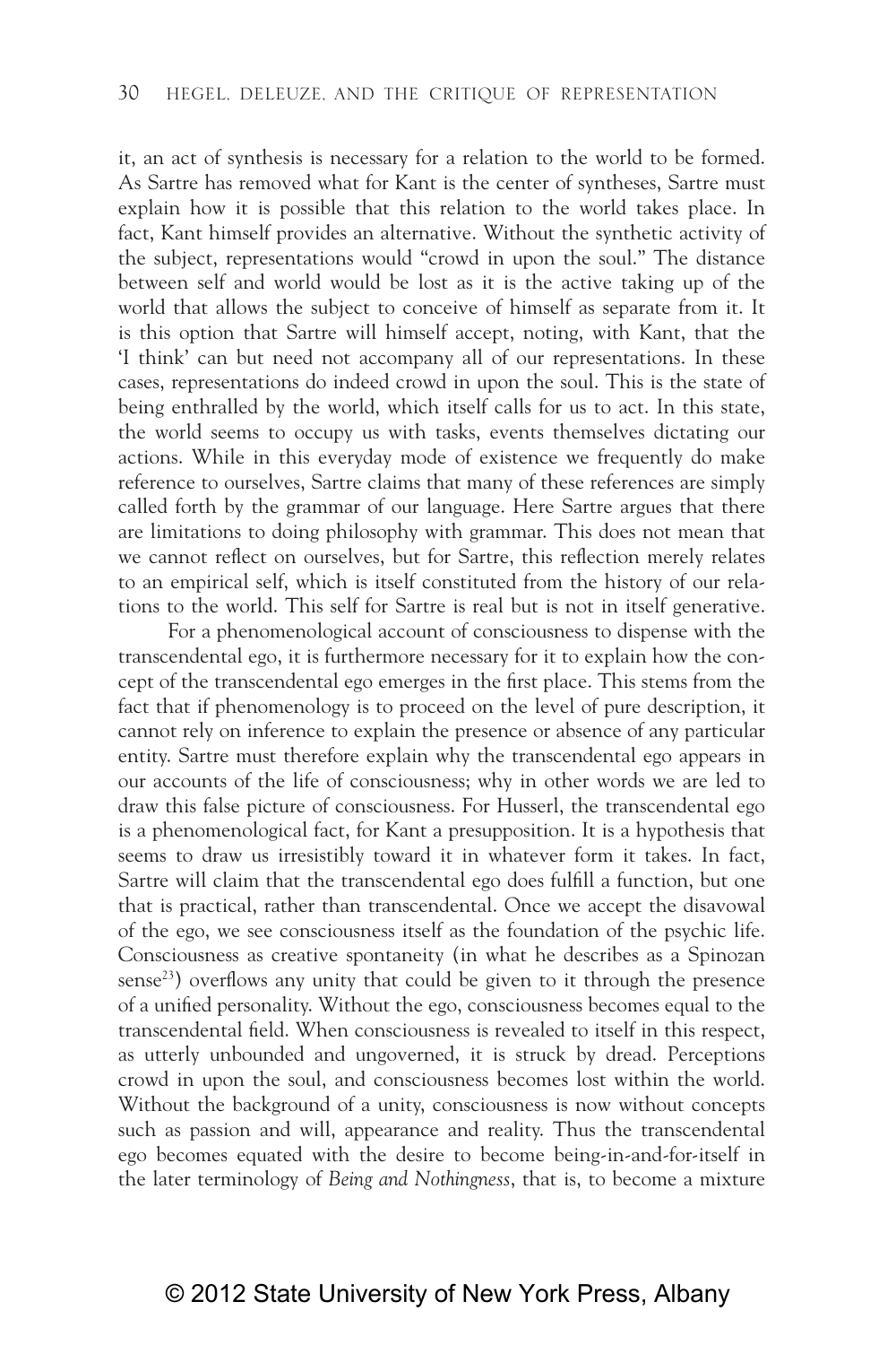it, an act of synthesis is necessary for a relation to the world to be formed. As Sartre has removed what for Kant is the center of syntheses, Sartre must explain how it is possible that this relation to the world takes place. In fact, Kant himself provides an alternative. Without the synthetic activity of the subject, representations would "crowd in upon the soul." The distance between self and world would be lost as it is the active taking up of the world that allows the subject to conceive of himself as separate from it. It is this option that Sartre will himself accept, noting, with Kant, that the 'I think' can but need not accompany all of our representations. In these cases, representations do indeed crowd in upon the soul. This is the state of being enthralled by the world, which itself calls for us to act. In this state, the world seems to occupy us with tasks, events themselves dictating our actions. While in this everyday mode of existence we frequently do make reference to ourselves, Sartre claims that many of these references are simply called forth by the grammar of our language. Here Sartre argues that there are limitations to doing philosophy with grammar. This does not mean that we cannot reflect on ourselves, but for Sartre, this reflection merely relates to an empirical self, which is itself constituted from the history of our relations to the world. This self for Sartre is real but is not in itself generative.

For a phenomenological account of consciousness to dispense with the transcendental ego, it is furthermore necessary for it to explain how the concept of the transcendental ego emerges in the first place. This stems from the fact that if phenomenology is to proceed on the level of pure description, it cannot rely on inference to explain the presence or absence of any particular entity. Sartre must therefore explain why the transcendental ego appears in our accounts of the life of consciousness; why in other words we are led to draw this false picture of consciousness. For Husserl, the transcendental ego is a phenomenological fact, for Kant a presupposition. It is a hypothesis that seems to draw us irresistibly toward it in whatever form it takes. In fact, Sartre will claim that the transcendental ego does fulfill a function, but one that is practical, rather than transcendental. Once we accept the disavowal of the ego, we see consciousness itself as the foundation of the psychic life. Consciousness as creative spontaneity (in what he describes as a Spinozan sense[23]) overflows any unity that could be given to it through the presence of a unified personality. Without the ego, consciousness becomes equal to the transcendental field. When consciousness is revealed to itself in this respect, as utterly unbounded and ungoverned, it is struck by dread. Perceptions crowd in upon the soul, and consciousness becomes lost within the world. Without the background of a unity, consciousness is now without concepts such as passion and will, appearance and reality. Thus the transcendental ego becomes equated with the desire to become being-in-and-for-itself in the later terminology of *Being and Nothingness*, that is, to become a mixture